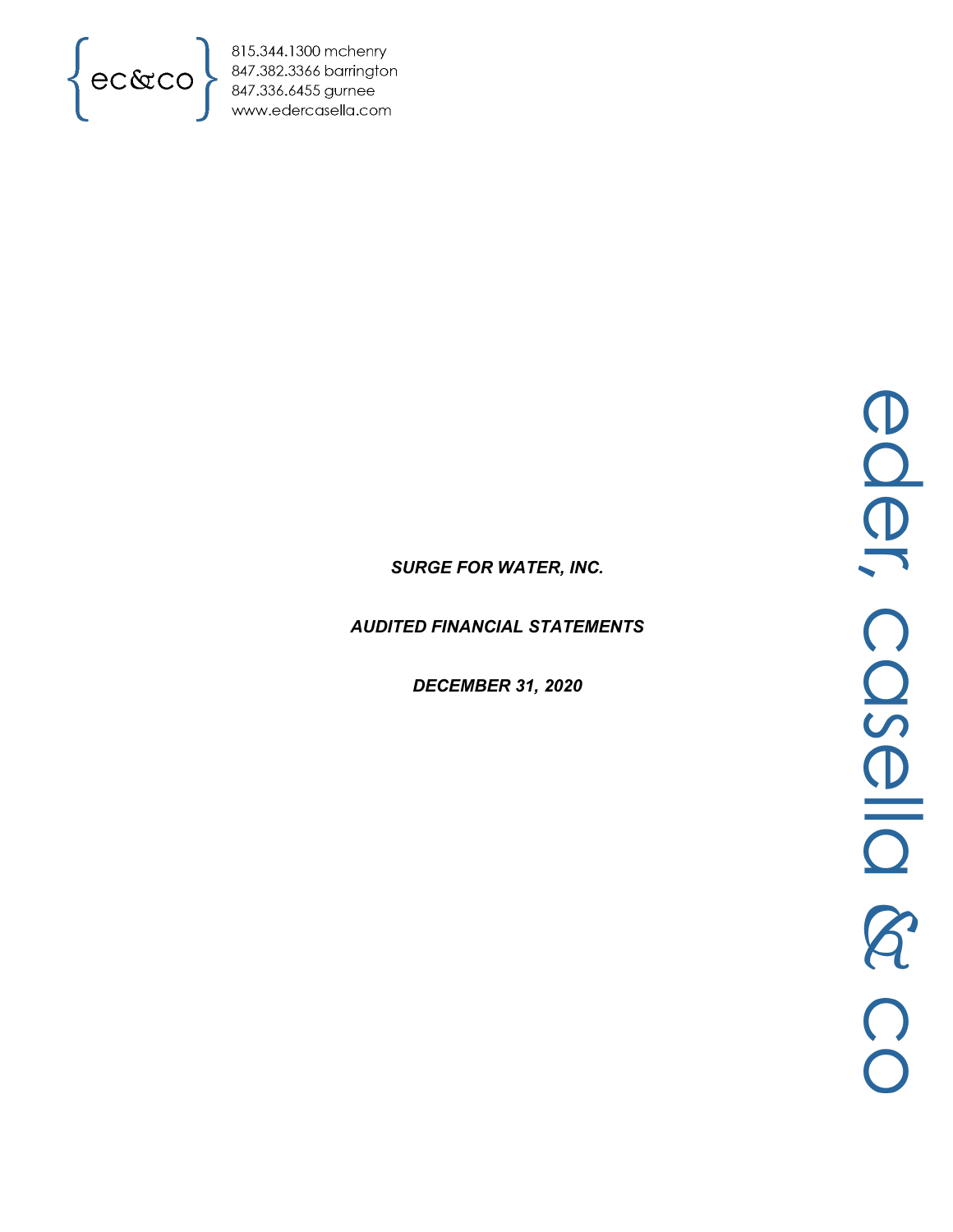ec&co

815.344.1300 mchenry
847.382.3366 barrington
847.336.6455 gurnee
www.edercasella.com

***SURGE FOR WATER, INC.***

***AUDITED FINANCIAL STATEMENTS***

***DECEMBER 31, 2020***

eder, casella & co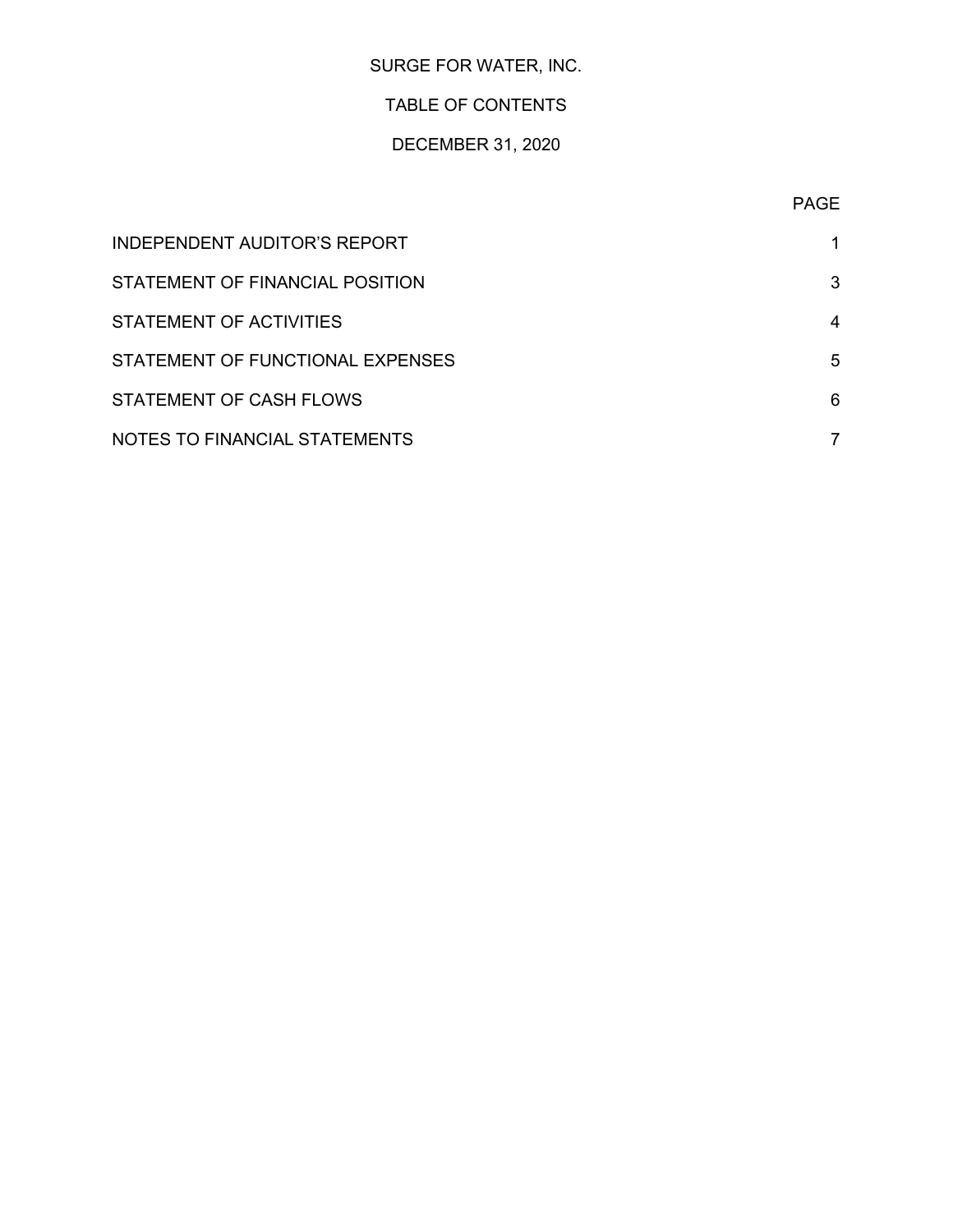# SURGE FOR WATER, INC.

## TABLE OF CONTENTS

### DECEMBER 31, 2020

| | PAGE |
|---|---|
| INDEPENDENT AUDITOR'S REPORT | 1 |
| STATEMENT OF FINANCIAL POSITION | 3 |
| STATEMENT OF ACTIVITIES | 4 |
| STATEMENT OF FUNCTIONAL EXPENSES | 5 |
| STATEMENT OF CASH FLOWS | 6 |
| NOTES TO FINANCIAL STATEMENTS | 7 |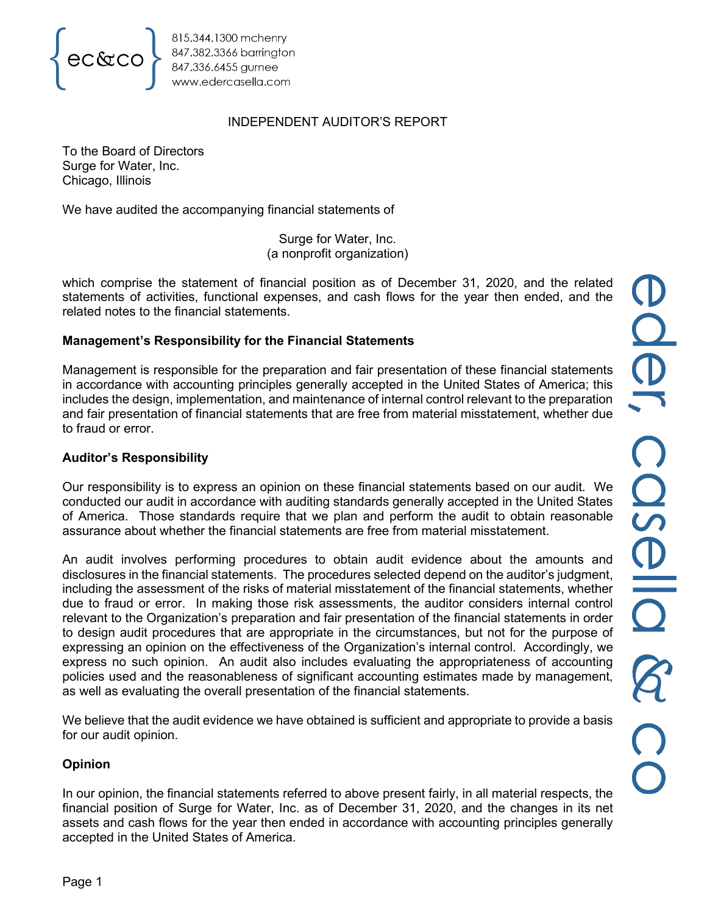ec&co

815.344.1300 mchenry
847.382.3366 barrington
847.336.6455 gurnee
www.edercasella.com

## INDEPENDENT AUDITOR'S REPORT

To the Board of Directors
Surge for Water, Inc.
Chicago, Illinois

We have audited the accompanying financial statements of

Surge for Water, Inc.
(a nonprofit organization)

which comprise the statement of financial position as of December 31, 2020, and the related statements of activities, functional expenses, and cash flows for the year then ended, and the related notes to the financial statements.

**Management's Responsibility for the Financial Statements**

Management is responsible for the preparation and fair presentation of these financial statements in accordance with accounting principles generally accepted in the United States of America; this includes the design, implementation, and maintenance of internal control relevant to the preparation and fair presentation of financial statements that are free from material misstatement, whether due to fraud or error.

**Auditor's Responsibility**

Our responsibility is to express an opinion on these financial statements based on our audit. We conducted our audit in accordance with auditing standards generally accepted in the United States of America. Those standards require that we plan and perform the audit to obtain reasonable assurance about whether the financial statements are free from material misstatement.

An audit involves performing procedures to obtain audit evidence about the amounts and disclosures in the financial statements. The procedures selected depend on the auditor's judgment, including the assessment of the risks of material misstatement of the financial statements, whether due to fraud or error. In making those risk assessments, the auditor considers internal control relevant to the Organization's preparation and fair presentation of the financial statements in order to design audit procedures that are appropriate in the circumstances, but not for the purpose of expressing an opinion on the effectiveness of the Organization's internal control. Accordingly, we express no such opinion. An audit also includes evaluating the appropriateness of accounting policies used and the reasonableness of significant accounting estimates made by management, as well as evaluating the overall presentation of the financial statements.

We believe that the audit evidence we have obtained is sufficient and appropriate to provide a basis for our audit opinion.

**Opinion**

In our opinion, the financial statements referred to above present fairly, in all material respects, the financial position of Surge for Water, Inc. as of December 31, 2020, and the changes in its net assets and cash flows for the year then ended in accordance with accounting principles generally accepted in the United States of America.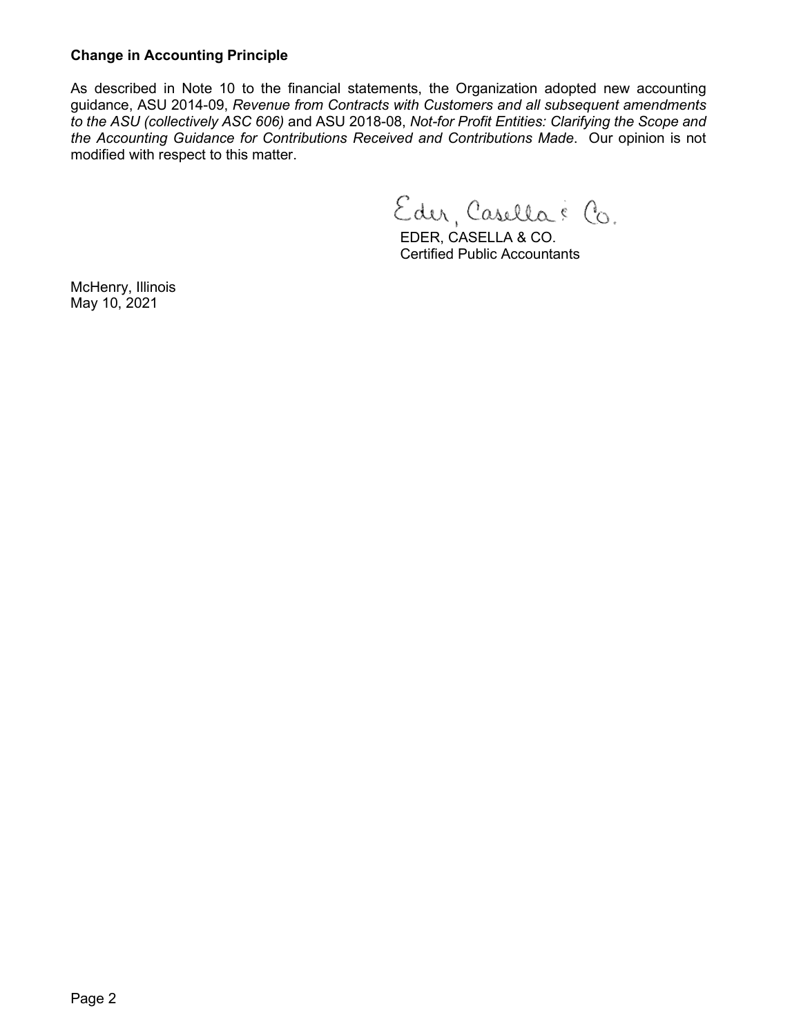### Change in Accounting Principle

As described in Note 10 to the financial statements, the Organization adopted new accounting guidance, ASU 2014-09, *Revenue from Contracts with Customers and all subsequent amendments to the ASU (collectively ASC 606)* and ASU 2018-08, *Not-for Profit Entities: Clarifying the Scope and the Accounting Guidance for Contributions Received and Contributions Made*. Our opinion is not modified with respect to this matter.

Eder, Casella & Co.

EDER, CASELLA & CO.
Certified Public Accountants

McHenry, Illinois
May 10, 2021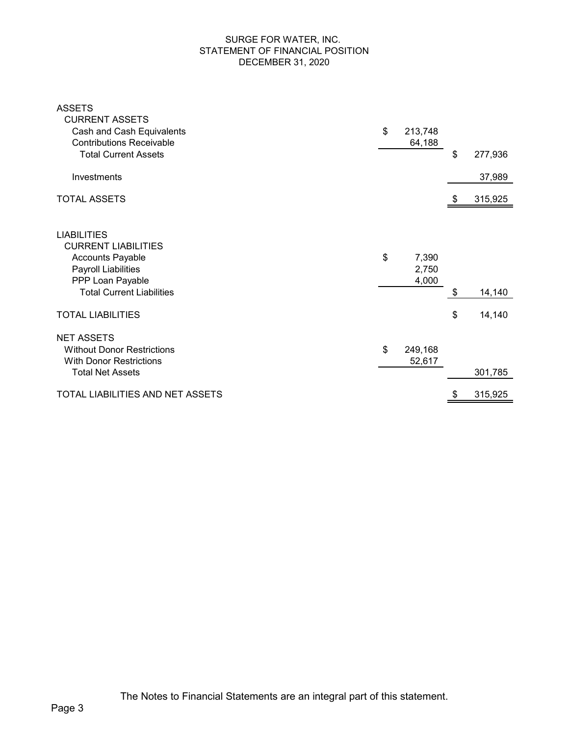# SURGE FOR WATER, INC.
## STATEMENT OF FINANCIAL POSITION
### DECEMBER 31, 2020

| | | |
|---|---|---|
| **ASSETS** | | |
| CURRENT ASSETS | | |
| Cash and Cash Equivalents | $ 213,748 | |
| Contributions Receivable | 64,188 | |
| Total Current Assets | | $ 277,936 |
| Investments | | 37,989 |
| **TOTAL ASSETS** | | $ 315,925 |
| **LIABILITIES** | | |
| CURRENT LIABILITIES | | |
| Accounts Payable | $ 7,390 | |
| Payroll Liabilities | 2,750 | |
| PPP Loan Payable | 4,000 | |
| Total Current Liabilities | | $ 14,140 |
| **TOTAL LIABILITIES** | | $ 14,140 |
| **NET ASSETS** | | |
| Without Donor Restrictions | $ 249,168 | |
| With Donor Restrictions | 52,617 | |
| Total Net Assets | | 301,785 |
| **TOTAL LIABILITIES AND NET ASSETS** | | $ 315,925 |

The Notes to Financial Statements are an integral part of this statement.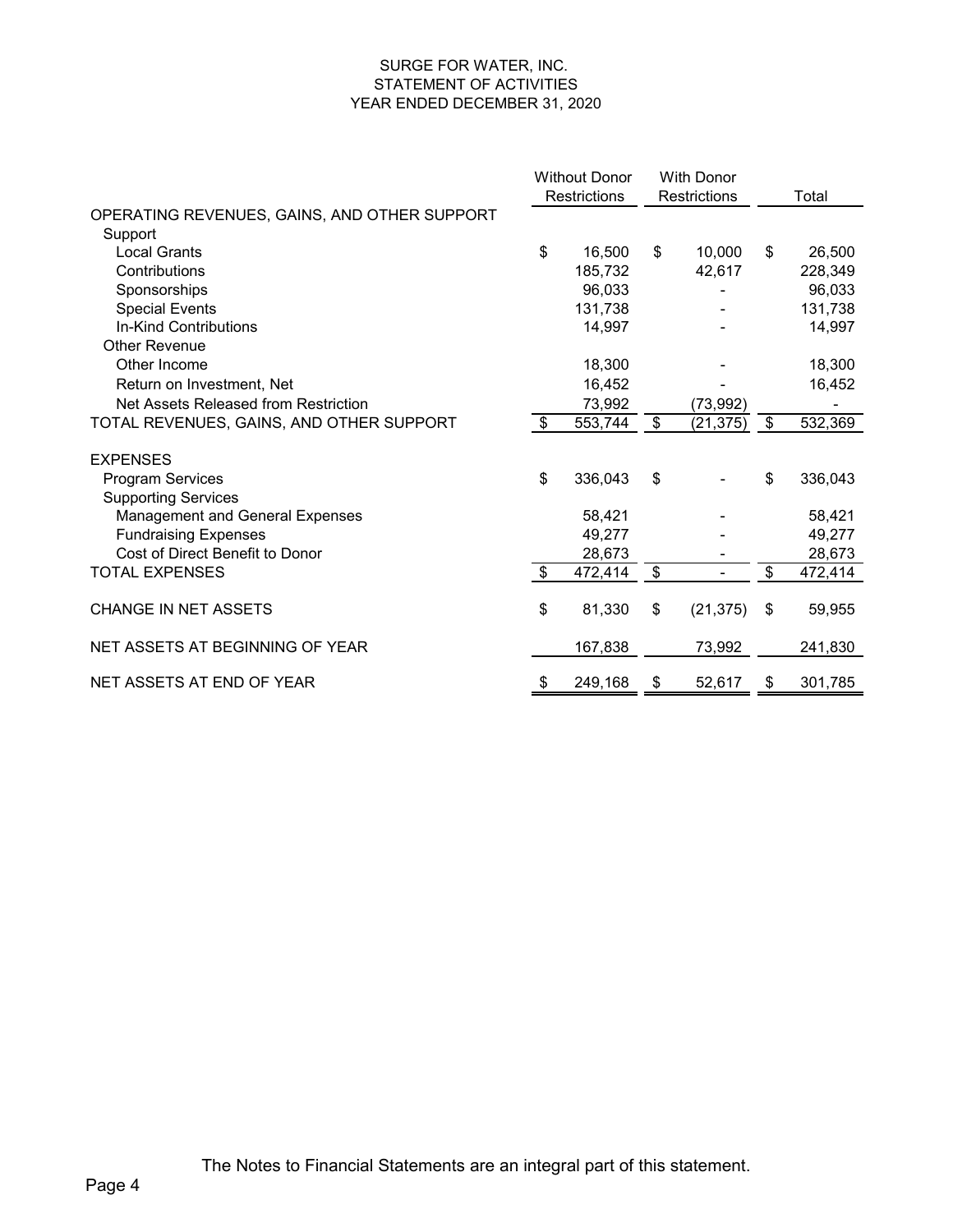SURGE FOR WATER, INC.
STATEMENT OF ACTIVITIES
YEAR ENDED DECEMBER 31, 2020

| | Without Donor Restrictions | With Donor Restrictions | Total |
|---|---|---|---|
| OPERATING REVENUES, GAINS, AND OTHER SUPPORT | | | |
| Support | | | |
| Local Grants | $ 16,500 | $ 10,000 | $ 26,500 |
| Contributions | 185,732 | 42,617 | 228,349 |
| Sponsorships | 96,033 | - | 96,033 |
| Special Events | 131,738 | - | 131,738 |
| In-Kind Contributions | 14,997 | - | 14,997 |
| Other Revenue | | | |
| Other Income | 18,300 | - | 18,300 |
| Return on Investment, Net | 16,452 | - | 16,452 |
| Net Assets Released from Restriction | 73,992 | (73,992) | - |
| TOTAL REVENUES, GAINS, AND OTHER SUPPORT | $ 553,744 | $ (21,375) | $ 532,369 |
| | | | |
| EXPENSES | | | |
| Program Services | $ 336,043 | $ - | $ 336,043 |
| Supporting Services | | | |
| Management and General Expenses | 58,421 | - | 58,421 |
| Fundraising Expenses | 49,277 | - | 49,277 |
| Cost of Direct Benefit to Donor | 28,673 | - | 28,673 |
| TOTAL EXPENSES | $ 472,414 | $ - | $ 472,414 |
| | | | |
| CHANGE IN NET ASSETS | $ 81,330 | $ (21,375) | $ 59,955 |
| | | | |
| NET ASSETS AT BEGINNING OF YEAR | 167,838 | 73,992 | 241,830 |
| | | | |
| NET ASSETS AT END OF YEAR | $ 249,168 | $ 52,617 | $ 301,785 |

The Notes to Financial Statements are an integral part of this statement.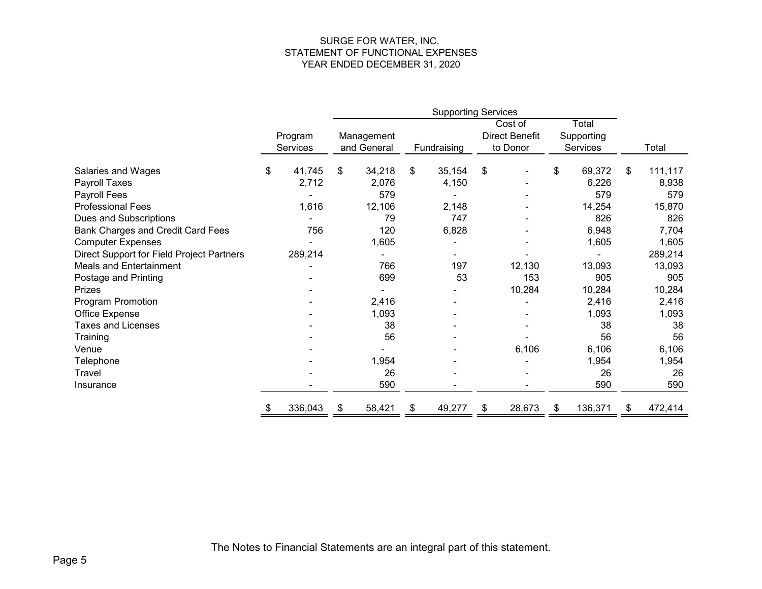# SURGE FOR WATER, INC.
## STATEMENT OF FUNCTIONAL EXPENSES
### YEAR ENDED DECEMBER 31, 2020

| | | Supporting Services | | | | |
|---|---|---|---|---|---|---|
| | Program Services | Management and General | Fundraising | Cost of Direct Benefit to Donor | Total Supporting Services | Total |
| Salaries and Wages | $ 41,745 | $ 34,218 | $ 35,154 | $ - | $ 69,372 | $ 111,117 |
| Payroll Taxes | 2,712 | 2,076 | 4,150 | - | 6,226 | 8,938 |
| Payroll Fees | - | 579 | - | - | 579 | 579 |
| Professional Fees | 1,616 | 12,106 | 2,148 | - | 14,254 | 15,870 |
| Dues and Subscriptions | - | 79 | 747 | - | 826 | 826 |
| Bank Charges and Credit Card Fees | 756 | 120 | 6,828 | - | 6,948 | 7,704 |
| Computer Expenses | - | 1,605 | - | - | 1,605 | 1,605 |
| Direct Support for Field Project Partners | 289,214 | - | - | - | - | 289,214 |
| Meals and Entertainment | - | 766 | 197 | 12,130 | 13,093 | 13,093 |
| Postage and Printing | - | 699 | 53 | 153 | 905 | 905 |
| Prizes | - | - | - | 10,284 | 10,284 | 10,284 |
| Program Promotion | - | 2,416 | - | - | 2,416 | 2,416 |
| Office Expense | - | 1,093 | - | - | 1,093 | 1,093 |
| Taxes and Licenses | - | 38 | - | - | 38 | 38 |
| Training | - | 56 | - | - | 56 | 56 |
| Venue | - | - | - | 6,106 | 6,106 | 6,106 |
| Telephone | - | 1,954 | - | - | 1,954 | 1,954 |
| Travel | - | 26 | - | - | 26 | 26 |
| Insurance | - | 590 | - | - | 590 | 590 |
| | $ 336,043 | $ 58,421 | $ 49,277 | $ 28,673 | $ 136,371 | $ 472,414 |

The Notes to Financial Statements are an integral part of this statement.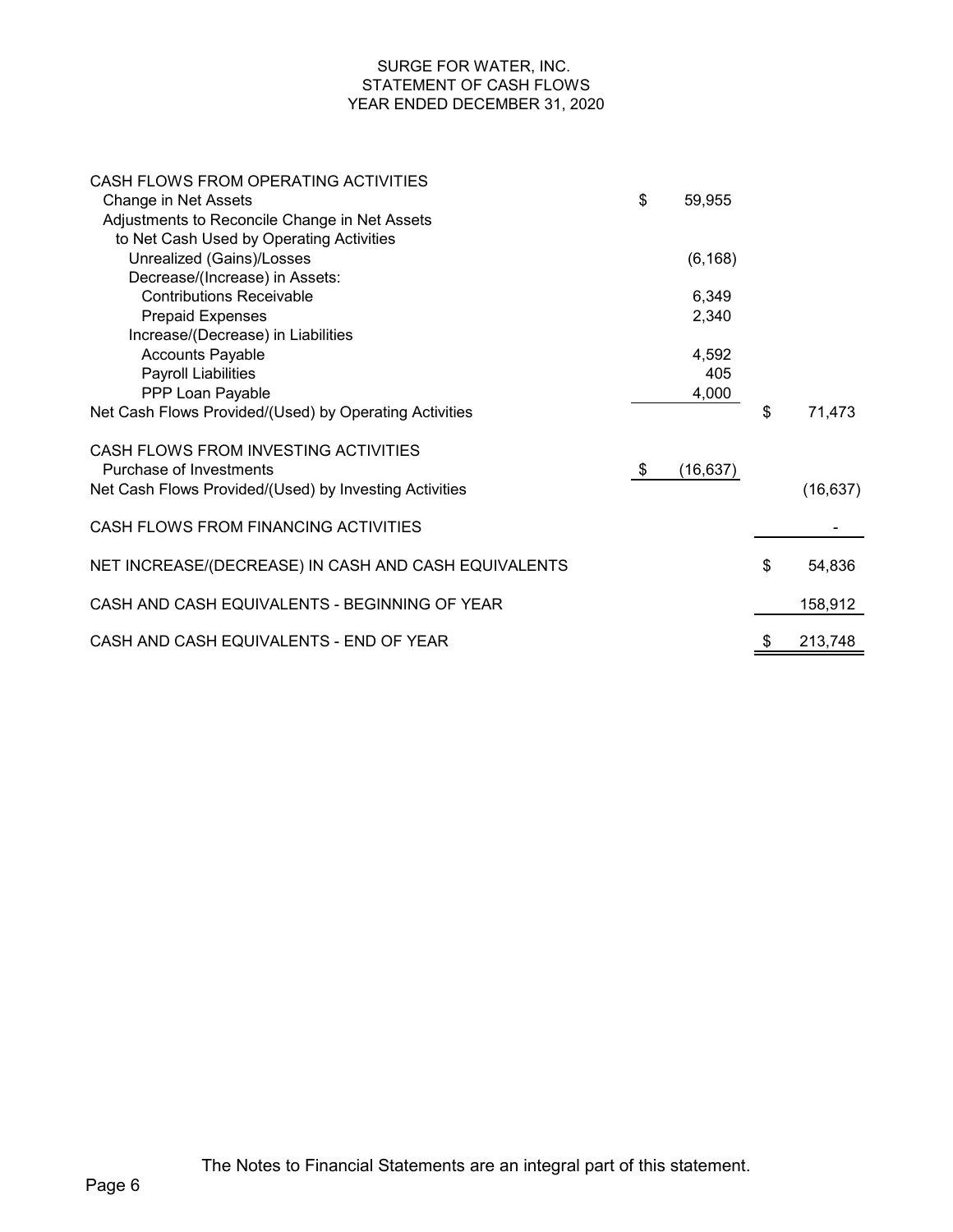# SURGE FOR WATER, INC.
## STATEMENT OF CASH FLOWS
### YEAR ENDED DECEMBER 31, 2020

| | | |
|---|---|---|
| CASH FLOWS FROM OPERATING ACTIVITIES | | |
| Change in Net Assets | $ 59,955 | |
| Adjustments to Reconcile Change in Net Assets to Net Cash Used by Operating Activities | | |
| Unrealized (Gains)/Losses | (6,168) | |
| Decrease/(Increase) in Assets: | | |
| Contributions Receivable | 6,349 | |
| Prepaid Expenses | 2,340 | |
| Increase/(Decrease) in Liabilities | | |
| Accounts Payable | 4,592 | |
| Payroll Liabilities | 405 | |
| PPP Loan Payable | 4,000 | |
| Net Cash Flows Provided/(Used) by Operating Activities | | $ 71,473 |
| CASH FLOWS FROM INVESTING ACTIVITIES | | |
| Purchase of Investments | $ (16,637) | |
| Net Cash Flows Provided/(Used) by Investing Activities | | (16,637) |
| CASH FLOWS FROM FINANCING ACTIVITIES | | - |
| NET INCREASE/(DECREASE) IN CASH AND CASH EQUIVALENTS | | $ 54,836 |
| CASH AND CASH EQUIVALENTS - BEGINNING OF YEAR | | 158,912 |
| CASH AND CASH EQUIVALENTS - END OF YEAR | | $ 213,748 |

The Notes to Financial Statements are an integral part of this statement.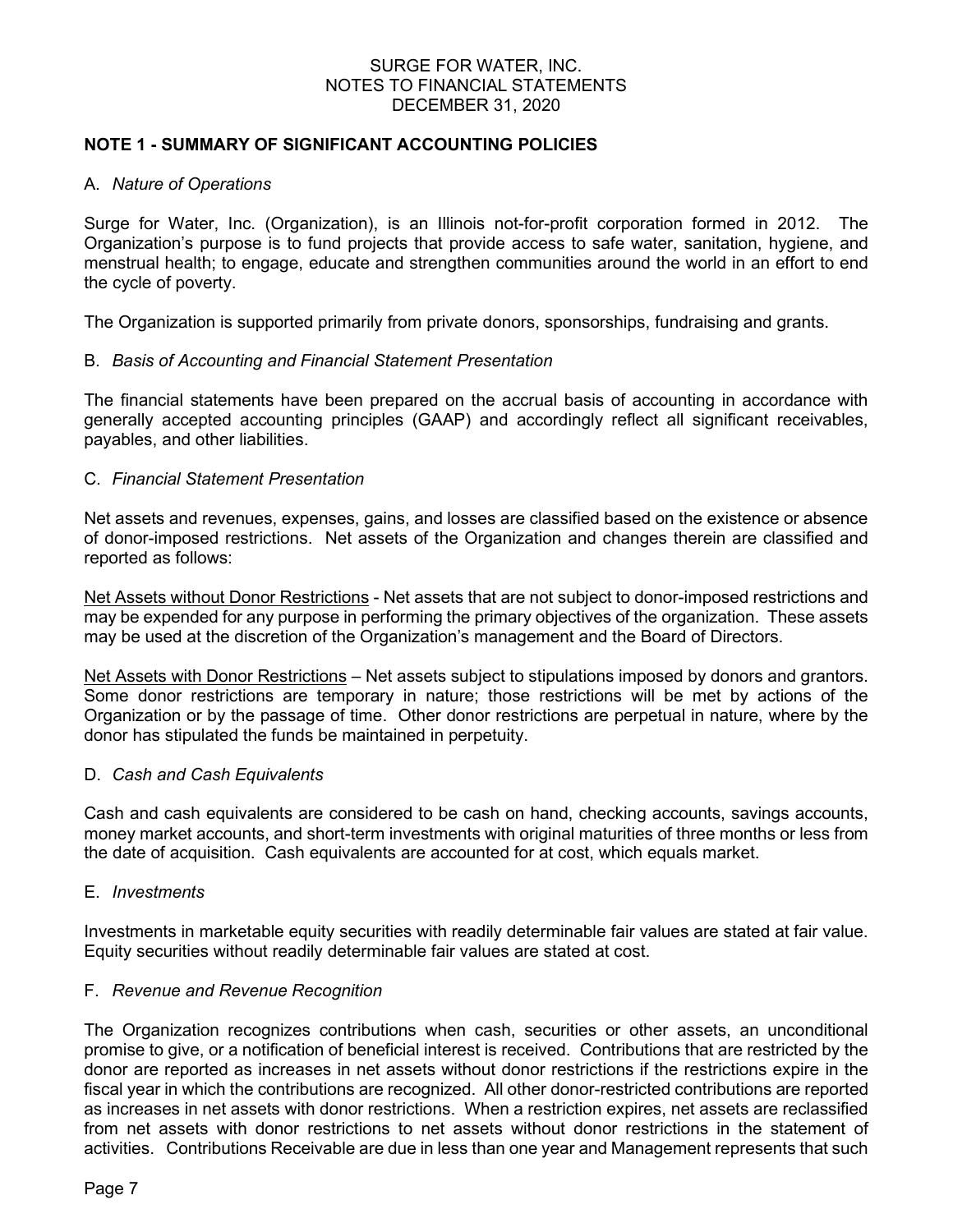# NOTE 1 - SUMMARY OF SIGNIFICANT ACCOUNTING POLICIES

A. *Nature of Operations*

Surge for Water, Inc. (Organization), is an Illinois not-for-profit corporation formed in 2012. The Organization's purpose is to fund projects that provide access to safe water, sanitation, hygiene, and menstrual health; to engage, educate and strengthen communities around the world in an effort to end the cycle of poverty.

The Organization is supported primarily from private donors, sponsorships, fundraising and grants.

B. *Basis of Accounting and Financial Statement Presentation*

The financial statements have been prepared on the accrual basis of accounting in accordance with generally accepted accounting principles (GAAP) and accordingly reflect all significant receivables, payables, and other liabilities.

C. *Financial Statement Presentation*

Net assets and revenues, expenses, gains, and losses are classified based on the existence or absence of donor-imposed restrictions. Net assets of the Organization and changes therein are classified and reported as follows:

Net Assets without Donor Restrictions - Net assets that are not subject to donor-imposed restrictions and may be expended for any purpose in performing the primary objectives of the organization. These assets may be used at the discretion of the Organization's management and the Board of Directors.

Net Assets with Donor Restrictions – Net assets subject to stipulations imposed by donors and grantors. Some donor restrictions are temporary in nature; those restrictions will be met by actions of the Organization or by the passage of time. Other donor restrictions are perpetual in nature, where by the donor has stipulated the funds be maintained in perpetuity.

D. *Cash and Cash Equivalents*

Cash and cash equivalents are considered to be cash on hand, checking accounts, savings accounts, money market accounts, and short-term investments with original maturities of three months or less from the date of acquisition. Cash equivalents are accounted for at cost, which equals market.

E. *Investments*

Investments in marketable equity securities with readily determinable fair values are stated at fair value. Equity securities without readily determinable fair values are stated at cost.

F. *Revenue and Revenue Recognition*

The Organization recognizes contributions when cash, securities or other assets, an unconditional promise to give, or a notification of beneficial interest is received. Contributions that are restricted by the donor are reported as increases in net assets without donor restrictions if the restrictions expire in the fiscal year in which the contributions are recognized. All other donor-restricted contributions are reported as increases in net assets with donor restrictions. When a restriction expires, net assets are reclassified from net assets with donor restrictions to net assets without donor restrictions in the statement of activities. Contributions Receivable are due in less than one year and Management represents that such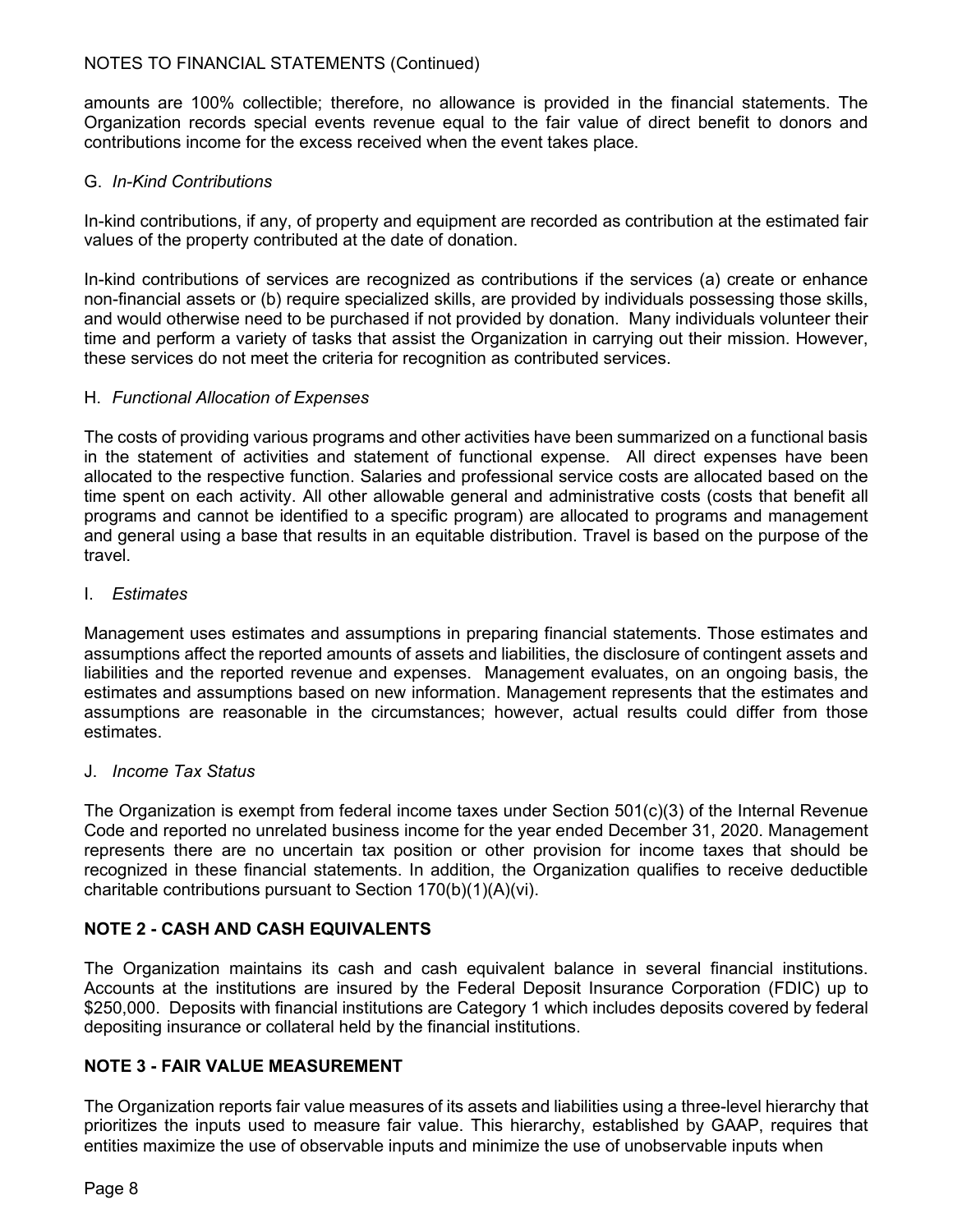amounts are 100% collectible; therefore, no allowance is provided in the financial statements. The Organization records special events revenue equal to the fair value of direct benefit to donors and contributions income for the excess received when the event takes place.

G. *In-Kind Contributions*

In-kind contributions, if any, of property and equipment are recorded as contribution at the estimated fair values of the property contributed at the date of donation.

In-kind contributions of services are recognized as contributions if the services (a) create or enhance non-financial assets or (b) require specialized skills, are provided by individuals possessing those skills, and would otherwise need to be purchased if not provided by donation. Many individuals volunteer their time and perform a variety of tasks that assist the Organization in carrying out their mission. However, these services do not meet the criteria for recognition as contributed services.

H. *Functional Allocation of Expenses*

The costs of providing various programs and other activities have been summarized on a functional basis in the statement of activities and statement of functional expense. All direct expenses have been allocated to the respective function. Salaries and professional service costs are allocated based on the time spent on each activity. All other allowable general and administrative costs (costs that benefit all programs and cannot be identified to a specific program) are allocated to programs and management and general using a base that results in an equitable distribution. Travel is based on the purpose of the travel.

I. *Estimates*

Management uses estimates and assumptions in preparing financial statements. Those estimates and assumptions affect the reported amounts of assets and liabilities, the disclosure of contingent assets and liabilities and the reported revenue and expenses. Management evaluates, on an ongoing basis, the estimates and assumptions based on new information. Management represents that the estimates and assumptions are reasonable in the circumstances; however, actual results could differ from those estimates.

J. *Income Tax Status*

The Organization is exempt from federal income taxes under Section 501(c)(3) of the Internal Revenue Code and reported no unrelated business income for the year ended December 31, 2020. Management represents there are no uncertain tax position or other provision for income taxes that should be recognized in these financial statements. In addition, the Organization qualifies to receive deductible charitable contributions pursuant to Section 170(b)(1)(A)(vi).

## NOTE 2 - CASH AND CASH EQUIVALENTS

The Organization maintains its cash and cash equivalent balance in several financial institutions. Accounts at the institutions are insured by the Federal Deposit Insurance Corporation (FDIC) up to $250,000. Deposits with financial institutions are Category 1 which includes deposits covered by federal depositing insurance or collateral held by the financial institutions.

## NOTE 3 - FAIR VALUE MEASUREMENT

The Organization reports fair value measures of its assets and liabilities using a three-level hierarchy that prioritizes the inputs used to measure fair value. This hierarchy, established by GAAP, requires that entities maximize the use of observable inputs and minimize the use of unobservable inputs when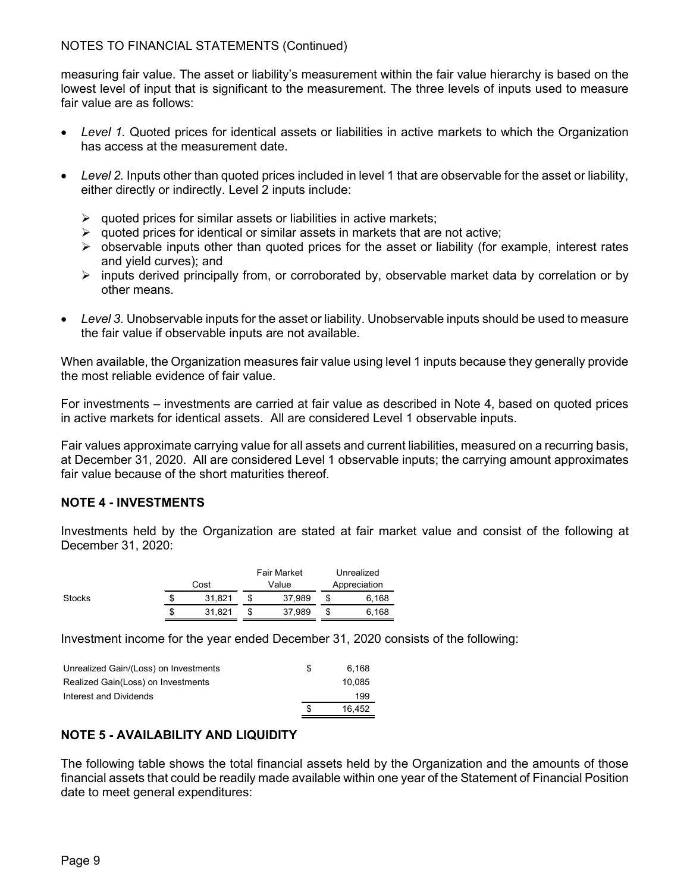NOTES TO FINANCIAL STATEMENTS (Continued)

measuring fair value. The asset or liability's measurement within the fair value hierarchy is based on the lowest level of input that is significant to the measurement. The three levels of inputs used to measure fair value are as follows:

- *Level 1.* Quoted prices for identical assets or liabilities in active markets to which the Organization has access at the measurement date.
- *Level 2.* Inputs other than quoted prices included in level 1 that are observable for the asset or liability, either directly or indirectly. Level 2 inputs include:
  - quoted prices for similar assets or liabilities in active markets;
  - quoted prices for identical or similar assets in markets that are not active;
  - observable inputs other than quoted prices for the asset or liability (for example, interest rates and yield curves); and
  - inputs derived principally from, or corroborated by, observable market data by correlation or by other means.
- *Level 3.* Unobservable inputs for the asset or liability. Unobservable inputs should be used to measure the fair value if observable inputs are not available.

When available, the Organization measures fair value using level 1 inputs because they generally provide the most reliable evidence of fair value.

For investments – investments are carried at fair value as described in Note 4, based on quoted prices in active markets for identical assets. All are considered Level 1 observable inputs.

Fair values approximate carrying value for all assets and current liabilities, measured on a recurring basis, at December 31, 2020. All are considered Level 1 observable inputs; the carrying amount approximates fair value because of the short maturities thereof.

## NOTE 4 - INVESTMENTS

Investments held by the Organization are stated at fair market value and consist of the following at December 31, 2020:

| | Cost | Fair Market Value | Unrealized Appreciation |
|---|---|---|---|
| Stocks | $ 31,821 | $ 37,989 | $ 6,168 |
| | $ 31,821 | $ 37,989 | $ 6,168 |

Investment income for the year ended December 31, 2020 consists of the following:

| | |
|---|---|
| Unrealized Gain/(Loss) on Investments | $ 6,168 |
| Realized Gain(Loss) on Investments | 10,085 |
| Interest and Dividends | 199 |
| | $ 16,452 |

## NOTE 5 - AVAILABILITY AND LIQUIDITY

The following table shows the total financial assets held by the Organization and the amounts of those financial assets that could be readily made available within one year of the Statement of Financial Position date to meet general expenditures: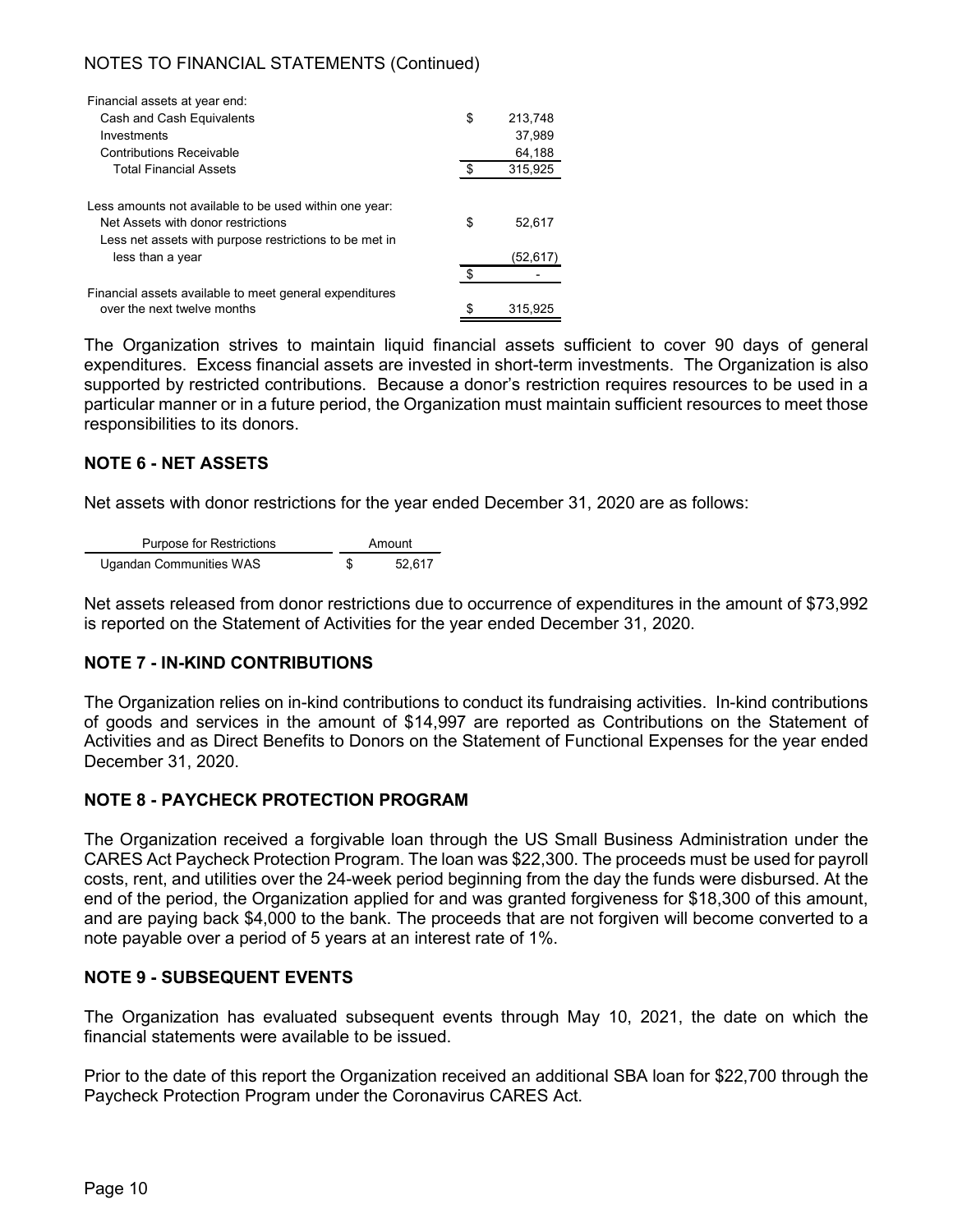NOTES TO FINANCIAL STATEMENTS (Continued)

| | | |
|---|---|---|
| Financial assets at year end: | | |
| Cash and Cash Equivalents | $ | 213,748 |
| Investments | | 37,989 |
| Contributions Receivable | | 64,188 |
| Total Financial Assets | $ | 315,925 |
| | | |
| Less amounts not available to be used within one year: | | |
| Net Assets with donor restrictions | $ | 52,617 |
| Less net assets with purpose restrictions to be met in less than a year | | (52,617) |
| | $ | - |
| Financial assets available to meet general expenditures over the next twelve months | $ | 315,925 |

The Organization strives to maintain liquid financial assets sufficient to cover 90 days of general expenditures. Excess financial assets are invested in short-term investments. The Organization is also supported by restricted contributions. Because a donor's restriction requires resources to be used in a particular manner or in a future period, the Organization must maintain sufficient resources to meet those responsibilities to its donors.

## NOTE 6 - NET ASSETS

Net assets with donor restrictions for the year ended December 31, 2020 are as follows:

| Purpose for Restrictions | Amount |
|---|---|
| Ugandan Communities WAS | $ 52,617 |

Net assets released from donor restrictions due to occurrence of expenditures in the amount of $73,992 is reported on the Statement of Activities for the year ended December 31, 2020.

## NOTE 7 - IN-KIND CONTRIBUTIONS

The Organization relies on in-kind contributions to conduct its fundraising activities. In-kind contributions of goods and services in the amount of $14,997 are reported as Contributions on the Statement of Activities and as Direct Benefits to Donors on the Statement of Functional Expenses for the year ended December 31, 2020.

## NOTE 8 - PAYCHECK PROTECTION PROGRAM

The Organization received a forgivable loan through the US Small Business Administration under the CARES Act Paycheck Protection Program. The loan was $22,300. The proceeds must be used for payroll costs, rent, and utilities over the 24-week period beginning from the day the funds were disbursed. At the end of the period, the Organization applied for and was granted forgiveness for $18,300 of this amount, and are paying back $4,000 to the bank. The proceeds that are not forgiven will become converted to a note payable over a period of 5 years at an interest rate of 1%.

## NOTE 9 - SUBSEQUENT EVENTS

The Organization has evaluated subsequent events through May 10, 2021, the date on which the financial statements were available to be issued.

Prior to the date of this report the Organization received an additional SBA loan for $22,700 through the Paycheck Protection Program under the Coronavirus CARES Act.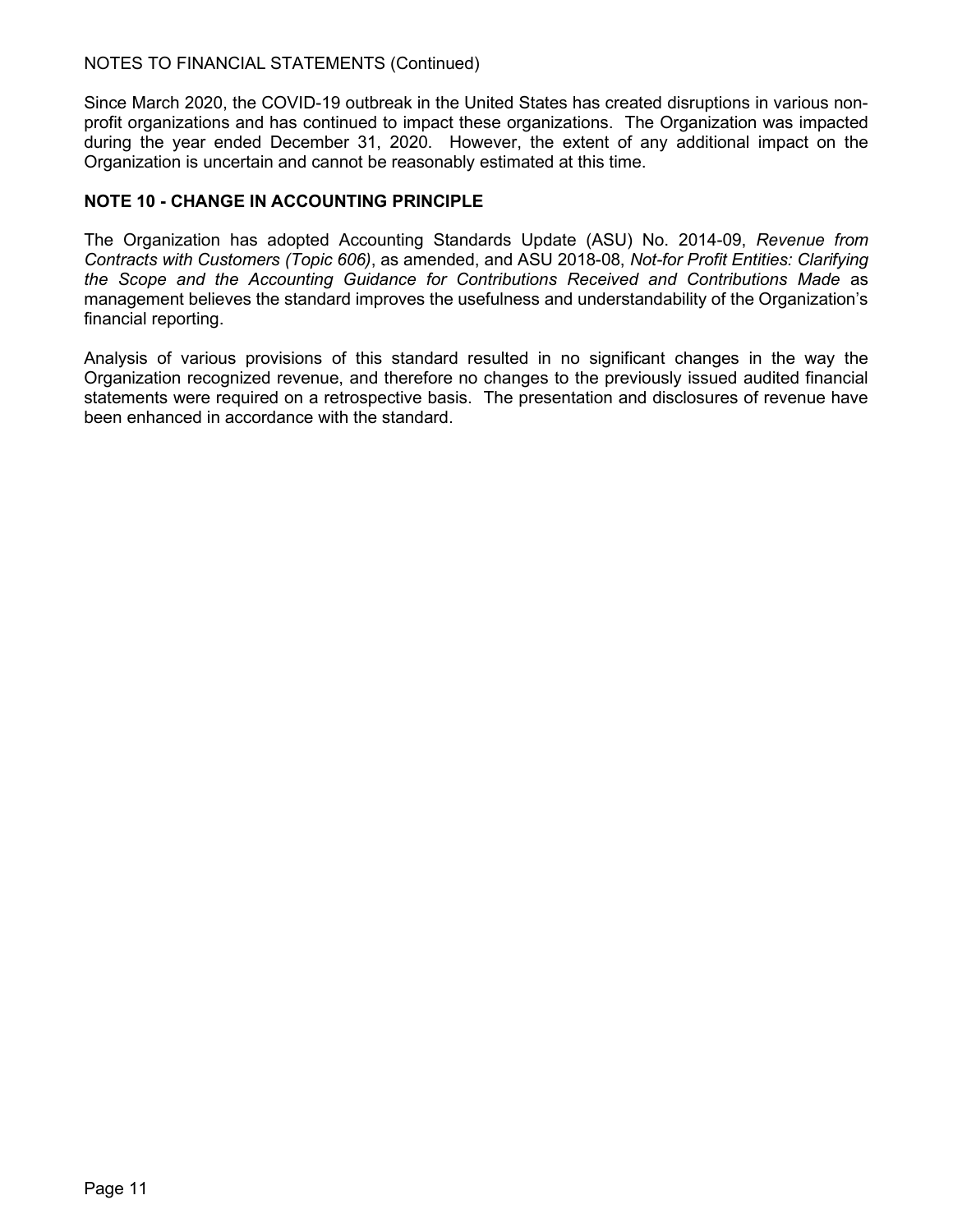NOTES TO FINANCIAL STATEMENTS (Continued)

Since March 2020, the COVID-19 outbreak in the United States has created disruptions in various non-profit organizations and has continued to impact these organizations. The Organization was impacted during the year ended December 31, 2020. However, the extent of any additional impact on the Organization is uncertain and cannot be reasonably estimated at this time.

**NOTE 10 - CHANGE IN ACCOUNTING PRINCIPLE**

The Organization has adopted Accounting Standards Update (ASU) No. 2014-09, *Revenue from Contracts with Customers (Topic 606)*, as amended, and ASU 2018-08, *Not-for Profit Entities: Clarifying the Scope and the Accounting Guidance for Contributions Received and Contributions Made* as management believes the standard improves the usefulness and understandability of the Organization's financial reporting.

Analysis of various provisions of this standard resulted in no significant changes in the way the Organization recognized revenue, and therefore no changes to the previously issued audited financial statements were required on a retrospective basis. The presentation and disclosures of revenue have been enhanced in accordance with the standard.